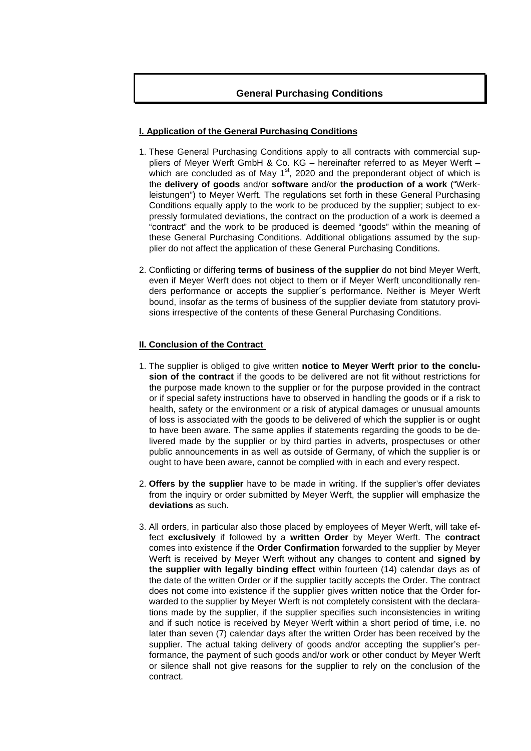# General Purchasing Conditions

## I. Application of the General Purchasing Conditions

1. These General Purchasing Conditions apply to all contracts with commercial suppliers of Meyer Werft GmbH & Co. KG – hereinafter referred to as Meyer Werft – which are concluded as of May 1st, 2020 and the preponderant object of which is the **delivery of goods** and/or **software** and/or **the production of a work** ("Werkleistungen") to Meyer Werft. The regulations set forth in these General Purchasing Conditions equally apply to the work to be produced by the supplier; subject to expressly formulated deviations, the contract on the production of a work is deemed a "contract" and the work to be produced is deemed "goods" within the meaning of these General Purchasing Conditions. Additional obligations assumed by the supplier do not affect the application of these General Purchasing Conditions.

2. Conflicting or differing **terms of business of the supplier** do not bind Meyer Werft, even if Meyer Werft does not object to them or if Meyer Werft unconditionally renders performance or accepts the supplier´s performance. Neither is Meyer Werft bound, insofar as the terms of business of the supplier deviate from statutory provisions irrespective of the contents of these General Purchasing Conditions.

## II. Conclusion of the Contract

1. The supplier is obliged to give written **notice to Meyer Werft prior to the conclusion of the contract** if the goods to be delivered are not fit without restrictions for the purpose made known to the supplier or for the purpose provided in the contract or if special safety instructions have to observed in handling the goods or if a risk to health, safety or the environment or a risk of atypical damages or unusual amounts of loss is associated with the goods to be delivered of which the supplier is or ought to have been aware. The same applies if statements regarding the goods to be delivered made by the supplier or by third parties in adverts, prospectuses or other public announcements in as well as outside of Germany, of which the supplier is or ought to have been aware, cannot be complied with in each and every respect.

2. **Offers by the supplier** have to be made in writing. If the supplier's offer deviates from the inquiry or order submitted by Meyer Werft, the supplier will emphasize the **deviations** as such.

3. All orders, in particular also those placed by employees of Meyer Werft, will take effect **exclusively** if followed by a **written Order** by Meyer Werft. The **contract** comes into existence if the **Order Confirmation** forwarded to the supplier by Meyer Werft is received by Meyer Werft without any changes to content and **signed by the supplier with legally binding effect** within fourteen (14) calendar days as of the date of the written Order or if the supplier tacitly accepts the Order. The contract does not come into existence if the supplier gives written notice that the Order forwarded to the supplier by Meyer Werft is not completely consistent with the declarations made by the supplier, if the supplier specifies such inconsistencies in writing and if such notice is received by Meyer Werft within a short period of time, i.e. no later than seven (7) calendar days after the written Order has been received by the supplier. The actual taking delivery of goods and/or accepting the supplier's performance, the payment of such goods and/or work or other conduct by Meyer Werft or silence shall not give reasons for the supplier to rely on the conclusion of the contract.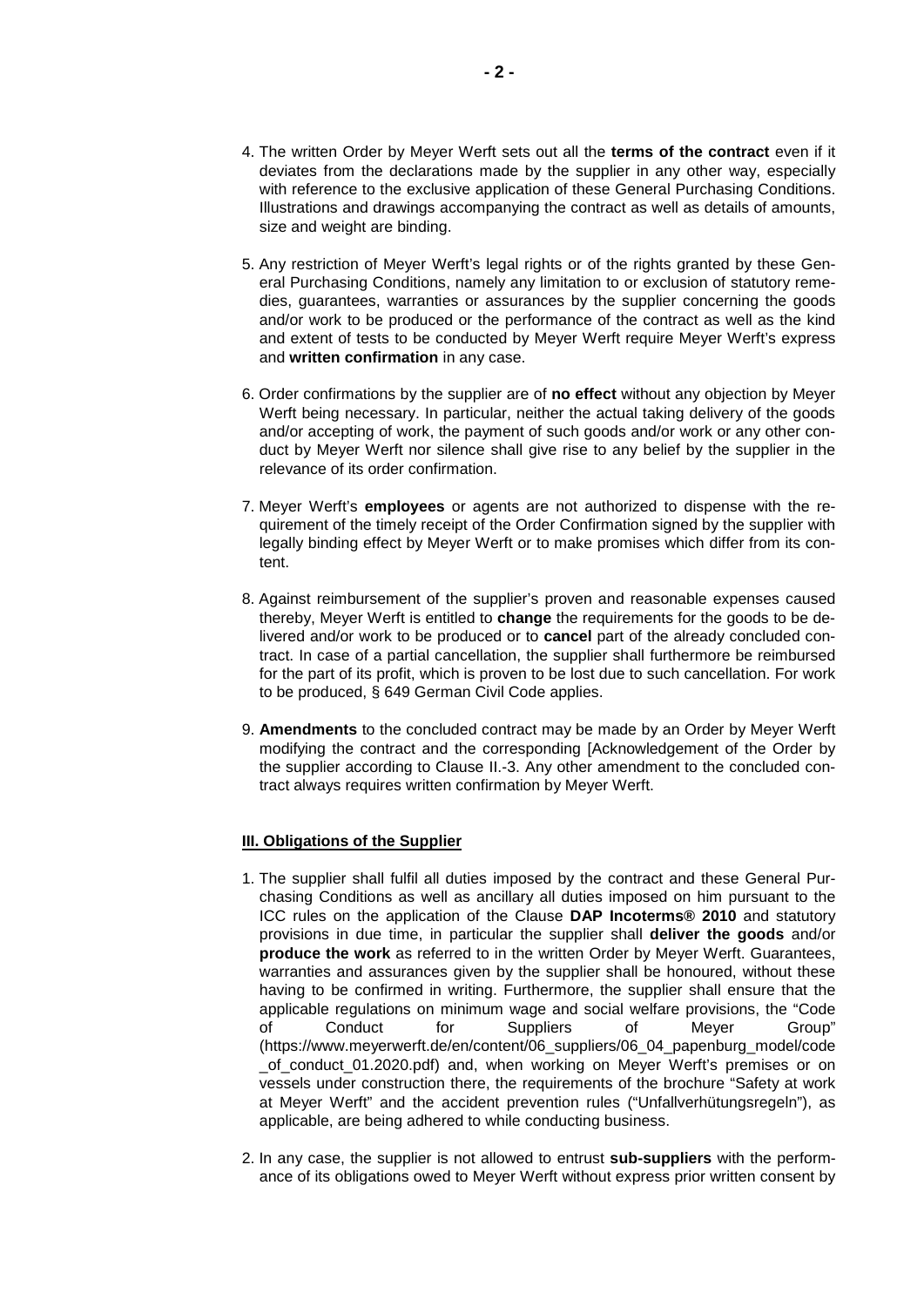4. The written Order by Meyer Werft sets out all the **terms of the contract** even if it deviates from the declarations made by the supplier in any other way, especially with reference to the exclusive application of these General Purchasing Conditions. Illustrations and drawings accompanying the contract as well as details of amounts, size and weight are binding.

5. Any restriction of Meyer Werft's legal rights or of the rights granted by these General Purchasing Conditions, namely any limitation to or exclusion of statutory remedies, guarantees, warranties or assurances by the supplier concerning the goods and/or work to be produced or the performance of the contract as well as the kind and extent of tests to be conducted by Meyer Werft require Meyer Werft's express and **written confirmation** in any case.

6. Order confirmations by the supplier are of **no effect** without any objection by Meyer Werft being necessary. In particular, neither the actual taking delivery of the goods and/or accepting of work, the payment of such goods and/or work or any other conduct by Meyer Werft nor silence shall give rise to any belief by the supplier in the relevance of its order confirmation.

7. Meyer Werft's **employees** or agents are not authorized to dispense with the requirement of the timely receipt of the Order Confirmation signed by the supplier with legally binding effect by Meyer Werft or to make promises which differ from its content.

8. Against reimbursement of the supplier's proven and reasonable expenses caused thereby, Meyer Werft is entitled to **change** the requirements for the goods to be delivered and/or work to be produced or to **cancel** part of the already concluded contract. In case of a partial cancellation, the supplier shall furthermore be reimbursed for the part of its profit, which is proven to be lost due to such cancellation. For work to be produced, § 649 German Civil Code applies.

9. **Amendments** to the concluded contract may be made by an Order by Meyer Werft modifying the contract and the corresponding [Acknowledgement of the Order by the supplier according to Clause II.-3. Any other amendment to the concluded contract always requires written confirmation by Meyer Werft.

## III. Obligations of the Supplier

1. The supplier shall fulfil all duties imposed by the contract and these General Purchasing Conditions as well as ancillary all duties imposed on him pursuant to the ICC rules on the application of the Clause **DAP Incoterms® 2010** and statutory provisions in due time, in particular the supplier shall **deliver the goods** and/or **produce the work** as referred to in the written Order by Meyer Werft. Guarantees, warranties and assurances given by the supplier shall be honoured, without these having to be confirmed in writing. Furthermore, the supplier shall ensure that the applicable regulations on minimum wage and social welfare provisions, the "Code of Conduct for Suppliers of Meyer Group" (https://www.meyerwerft.de/en/content/06_suppliers/06_04_papenburg_model/code_of_conduct_01.2020.pdf) and, when working on Meyer Werft's premises or on vessels under construction there, the requirements of the brochure "Safety at work at Meyer Werft" and the accident prevention rules ("Unfallverhütungsregeln"), as applicable, are being adhered to while conducting business.

2. In any case, the supplier is not allowed to entrust **sub-suppliers** with the performance of its obligations owed to Meyer Werft without express prior written consent by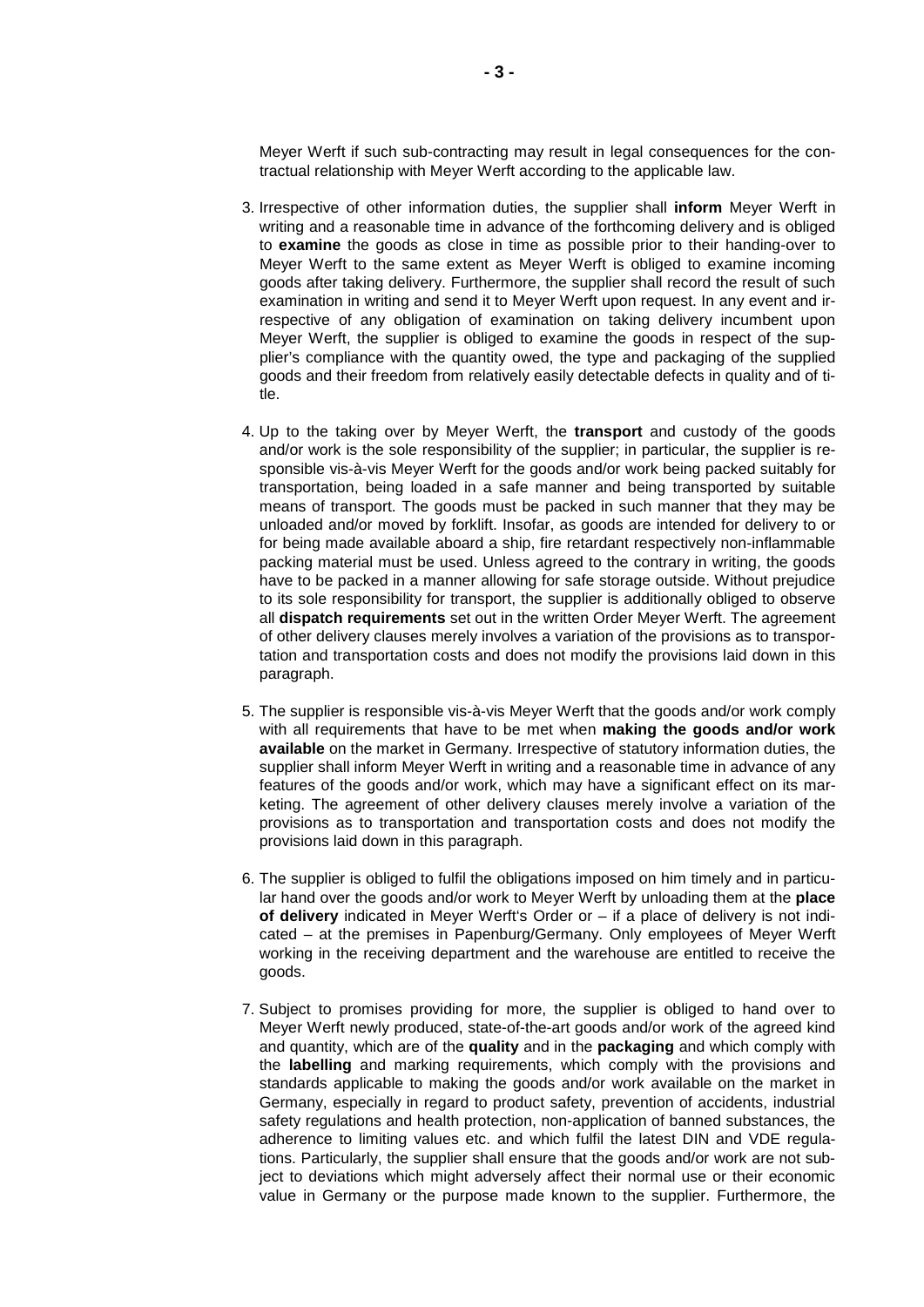Meyer Werft if such sub-contracting may result in legal consequences for the contractual relationship with Meyer Werft according to the applicable law.

3. Irrespective of other information duties, the supplier shall **inform** Meyer Werft in writing and a reasonable time in advance of the forthcoming delivery and is obliged to **examine** the goods as close in time as possible prior to their handing-over to Meyer Werft to the same extent as Meyer Werft is obliged to examine incoming goods after taking delivery. Furthermore, the supplier shall record the result of such examination in writing and send it to Meyer Werft upon request. In any event and irrespective of any obligation of examination on taking delivery incumbent upon Meyer Werft, the supplier is obliged to examine the goods in respect of the supplier's compliance with the quantity owed, the type and packaging of the supplied goods and their freedom from relatively easily detectable defects in quality and of title.

4. Up to the taking over by Meyer Werft, the **transport** and custody of the goods and/or work is the sole responsibility of the supplier; in particular, the supplier is responsible vis-à-vis Meyer Werft for the goods and/or work being packed suitably for transportation, being loaded in a safe manner and being transported by suitable means of transport. The goods must be packed in such manner that they may be unloaded and/or moved by forklift. Insofar, as goods are intended for delivery to or for being made available aboard a ship, fire retardant respectively non-inflammable packing material must be used. Unless agreed to the contrary in writing, the goods have to be packed in a manner allowing for safe storage outside. Without prejudice to its sole responsibility for transport, the supplier is additionally obliged to observe all **dispatch requirements** set out in the written Order Meyer Werft. The agreement of other delivery clauses merely involves a variation of the provisions as to transportation and transportation costs and does not modify the provisions laid down in this paragraph.

5. The supplier is responsible vis-à-vis Meyer Werft that the goods and/or work comply with all requirements that have to be met when **making the goods and/or work available** on the market in Germany. Irrespective of statutory information duties, the supplier shall inform Meyer Werft in writing and a reasonable time in advance of any features of the goods and/or work, which may have a significant effect on its marketing. The agreement of other delivery clauses merely involve a variation of the provisions as to transportation and transportation costs and does not modify the provisions laid down in this paragraph.

6. The supplier is obliged to fulfil the obligations imposed on him timely and in particular hand over the goods and/or work to Meyer Werft by unloading them at the **place of delivery** indicated in Meyer Werft's Order or – if a place of delivery is not indicated – at the premises in Papenburg/Germany. Only employees of Meyer Werft working in the receiving department and the warehouse are entitled to receive the goods.

7. Subject to promises providing for more, the supplier is obliged to hand over to Meyer Werft newly produced, state-of-the-art goods and/or work of the agreed kind and quantity, which are of the **quality** and in the **packaging** and which comply with the **labelling** and marking requirements, which comply with the provisions and standards applicable to making the goods and/or work available on the market in Germany, especially in regard to product safety, prevention of accidents, industrial safety regulations and health protection, non-application of banned substances, the adherence to limiting values etc. and which fulfil the latest DIN and VDE regulations. Particularly, the supplier shall ensure that the goods and/or work are not subject to deviations which might adversely affect their normal use or their economic value in Germany or the purpose made known to the supplier. Furthermore, the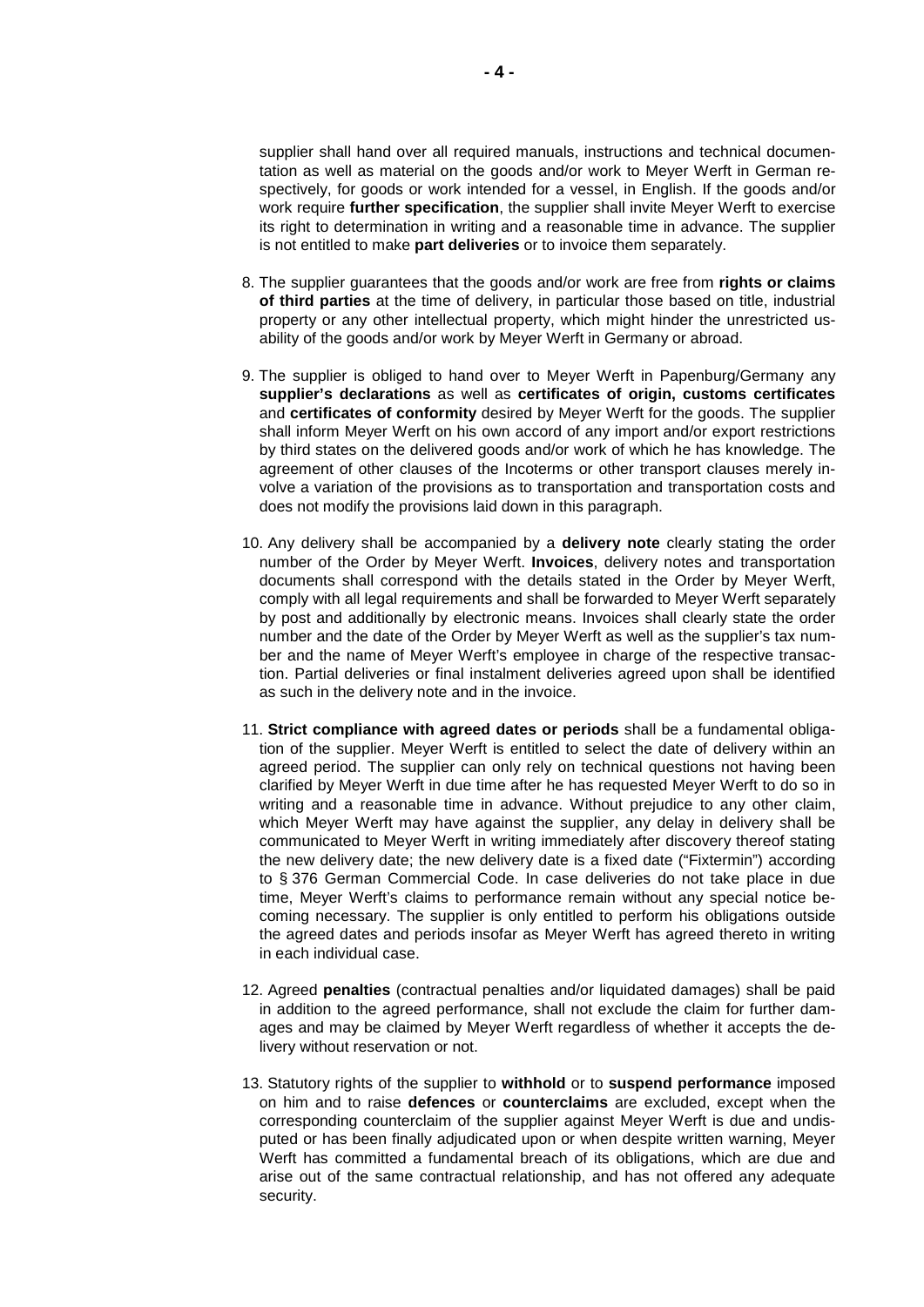supplier shall hand over all required manuals, instructions and technical documentation as well as material on the goods and/or work to Meyer Werft in German respectively, for goods or work intended for a vessel, in English. If the goods and/or work require **further specification**, the supplier shall invite Meyer Werft to exercise its right to determination in writing and a reasonable time in advance. The supplier is not entitled to make **part deliveries** or to invoice them separately.

8. The supplier guarantees that the goods and/or work are free from **rights or claims of third parties** at the time of delivery, in particular those based on title, industrial property or any other intellectual property, which might hinder the unrestricted usability of the goods and/or work by Meyer Werft in Germany or abroad.

9. The supplier is obliged to hand over to Meyer Werft in Papenburg/Germany any **supplier's declarations** as well as **certificates of origin, customs certificates** and **certificates of conformity** desired by Meyer Werft for the goods. The supplier shall inform Meyer Werft on his own accord of any import and/or export restrictions by third states on the delivered goods and/or work of which he has knowledge. The agreement of other clauses of the Incoterms or other transport clauses merely involve a variation of the provisions as to transportation and transportation costs and does not modify the provisions laid down in this paragraph.

10. Any delivery shall be accompanied by a **delivery note** clearly stating the order number of the Order by Meyer Werft. **Invoices**, delivery notes and transportation documents shall correspond with the details stated in the Order by Meyer Werft, comply with all legal requirements and shall be forwarded to Meyer Werft separately by post and additionally by electronic means. Invoices shall clearly state the order number and the date of the Order by Meyer Werft as well as the supplier's tax number and the name of Meyer Werft's employee in charge of the respective transaction. Partial deliveries or final instalment deliveries agreed upon shall be identified as such in the delivery note and in the invoice.

11. **Strict compliance with agreed dates or periods** shall be a fundamental obligation of the supplier. Meyer Werft is entitled to select the date of delivery within an agreed period. The supplier can only rely on technical questions not having been clarified by Meyer Werft in due time after he has requested Meyer Werft to do so in writing and a reasonable time in advance. Without prejudice to any other claim, which Meyer Werft may have against the supplier, any delay in delivery shall be communicated to Meyer Werft in writing immediately after discovery thereof stating the new delivery date; the new delivery date is a fixed date ("Fixtermin") according to § 376 German Commercial Code. In case deliveries do not take place in due time, Meyer Werft's claims to performance remain without any special notice becoming necessary. The supplier is only entitled to perform his obligations outside the agreed dates and periods insofar as Meyer Werft has agreed thereto in writing in each individual case.

12. Agreed **penalties** (contractual penalties and/or liquidated damages) shall be paid in addition to the agreed performance, shall not exclude the claim for further damages and may be claimed by Meyer Werft regardless of whether it accepts the delivery without reservation or not.

13. Statutory rights of the supplier to **withhold** or to **suspend performance** imposed on him and to raise **defences** or **counterclaims** are excluded, except when the corresponding counterclaim of the supplier against Meyer Werft is due and undisputed or has been finally adjudicated upon or when despite written warning, Meyer Werft has committed a fundamental breach of its obligations, which are due and arise out of the same contractual relationship, and has not offered any adequate security.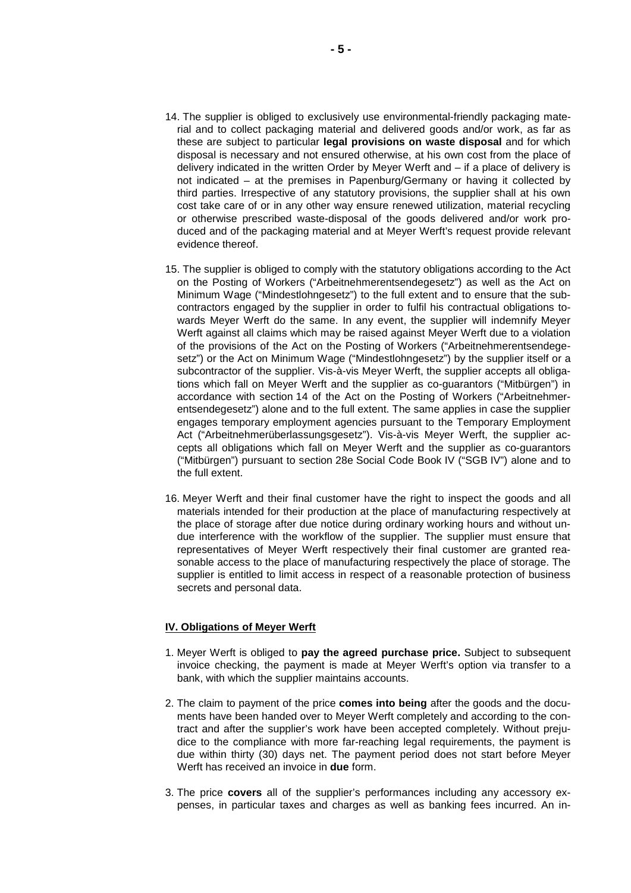14. The supplier is obliged to exclusively use environmental-friendly packaging material and to collect packaging material and delivered goods and/or work, as far as these are subject to particular **legal provisions on waste disposal** and for which disposal is necessary and not ensured otherwise, at his own cost from the place of delivery indicated in the written Order by Meyer Werft and – if a place of delivery is not indicated – at the premises in Papenburg/Germany or having it collected by third parties. Irrespective of any statutory provisions, the supplier shall at his own cost take care of or in any other way ensure renewed utilization, material recycling or otherwise prescribed waste-disposal of the goods delivered and/or work produced and of the packaging material and at Meyer Werft's request provide relevant evidence thereof.

15. The supplier is obliged to comply with the statutory obligations according to the Act on the Posting of Workers ("Arbeitnehmerentsendegesetz") as well as the Act on Minimum Wage ("Mindestlohngesetz") to the full extent and to ensure that the subcontractors engaged by the supplier in order to fulfil his contractual obligations towards Meyer Werft do the same. In any event, the supplier will indemnify Meyer Werft against all claims which may be raised against Meyer Werft due to a violation of the provisions of the Act on the Posting of Workers ("Arbeitnehmerentsendegesetz") or the Act on Minimum Wage ("Mindestlohngesetz") by the supplier itself or a subcontractor of the supplier. Vis-à-vis Meyer Werft, the supplier accepts all obligations which fall on Meyer Werft and the supplier as co-guarantors ("Mitbürgen") in accordance with section 14 of the Act on the Posting of Workers ("Arbeitnehmerentsendegesetz") alone and to the full extent. The same applies in case the supplier engages temporary employment agencies pursuant to the Temporary Employment Act ("Arbeitnehmerüberlassungsgesetz"). Vis-à-vis Meyer Werft, the supplier accepts all obligations which fall on Meyer Werft and the supplier as co-guarantors ("Mitbürgen") pursuant to section 28e Social Code Book IV ("SGB IV") alone and to the full extent.

16. Meyer Werft and their final customer have the right to inspect the goods and all materials intended for their production at the place of manufacturing respectively at the place of storage after due notice during ordinary working hours and without undue interference with the workflow of the supplier. The supplier must ensure that representatives of Meyer Werft respectively their final customer are granted reasonable access to the place of manufacturing respectively the place of storage. The supplier is entitled to limit access in respect of a reasonable protection of business secrets and personal data.

## IV. Obligations of Meyer Werft

1. Meyer Werft is obliged to **pay the agreed purchase price.** Subject to subsequent invoice checking, the payment is made at Meyer Werft's option via transfer to a bank, with which the supplier maintains accounts.

2. The claim to payment of the price **comes into being** after the goods and the documents have been handed over to Meyer Werft completely and according to the contract and after the supplier's work have been accepted completely. Without prejudice to the compliance with more far-reaching legal requirements, the payment is due within thirty (30) days net. The payment period does not start before Meyer Werft has received an invoice in **due** form.

3. The price **covers** all of the supplier's performances including any accessory expenses, in particular taxes and charges as well as banking fees incurred. An in-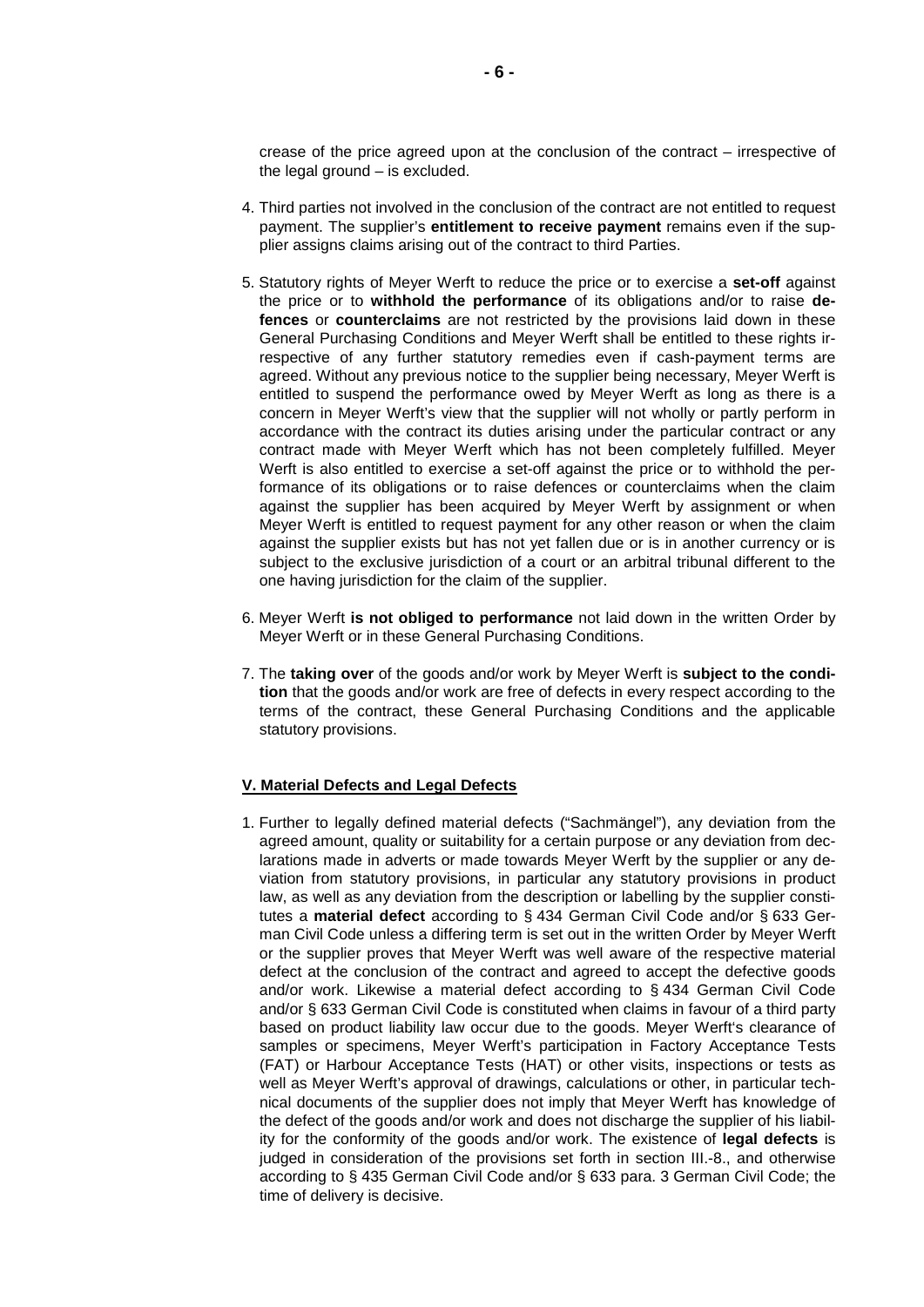crease of the price agreed upon at the conclusion of the contract – irrespective of the legal ground – is excluded.

4. Third parties not involved in the conclusion of the contract are not entitled to request payment. The supplier's **entitlement to receive payment** remains even if the supplier assigns claims arising out of the contract to third Parties.

5. Statutory rights of Meyer Werft to reduce the price or to exercise a **set-off** against the price or to **withhold the performance** of its obligations and/or to raise **defences** or **counterclaims** are not restricted by the provisions laid down in these General Purchasing Conditions and Meyer Werft shall be entitled to these rights irrespective of any further statutory remedies even if cash-payment terms are agreed. Without any previous notice to the supplier being necessary, Meyer Werft is entitled to suspend the performance owed by Meyer Werft as long as there is a concern in Meyer Werft's view that the supplier will not wholly or partly perform in accordance with the contract its duties arising under the particular contract or any contract made with Meyer Werft which has not been completely fulfilled. Meyer Werft is also entitled to exercise a set-off against the price or to withhold the performance of its obligations or to raise defences or counterclaims when the claim against the supplier has been acquired by Meyer Werft by assignment or when Meyer Werft is entitled to request payment for any other reason or when the claim against the supplier exists but has not yet fallen due or is in another currency or is subject to the exclusive jurisdiction of a court or an arbitral tribunal different to the one having jurisdiction for the claim of the supplier.

6. Meyer Werft **is not obliged to performance** not laid down in the written Order by Meyer Werft or in these General Purchasing Conditions.

7. The **taking over** of the goods and/or work by Meyer Werft is **subject to the condition** that the goods and/or work are free of defects in every respect according to the terms of the contract, these General Purchasing Conditions and the applicable statutory provisions.

## V. Material Defects and Legal Defects

1. Further to legally defined material defects ("Sachmängel"), any deviation from the agreed amount, quality or suitability for a certain purpose or any deviation from declarations made in adverts or made towards Meyer Werft by the supplier or any deviation from statutory provisions, in particular any statutory provisions in product law, as well as any deviation from the description or labelling by the supplier constitutes a **material defect** according to § 434 German Civil Code and/or § 633 German Civil Code unless a differing term is set out in the written Order by Meyer Werft or the supplier proves that Meyer Werft was well aware of the respective material defect at the conclusion of the contract and agreed to accept the defective goods and/or work. Likewise a material defect according to § 434 German Civil Code and/or § 633 German Civil Code is constituted when claims in favour of a third party based on product liability law occur due to the goods. Meyer Werft's clearance of samples or specimens, Meyer Werft's participation in Factory Acceptance Tests (FAT) or Harbour Acceptance Tests (HAT) or other visits, inspections or tests as well as Meyer Werft's approval of drawings, calculations or other, in particular technical documents of the supplier does not imply that Meyer Werft has knowledge of the defect of the goods and/or work and does not discharge the supplier of his liability for the conformity of the goods and/or work. The existence of **legal defects** is judged in consideration of the provisions set forth in section III.-8., and otherwise according to § 435 German Civil Code and/or § 633 para. 3 German Civil Code; the time of delivery is decisive.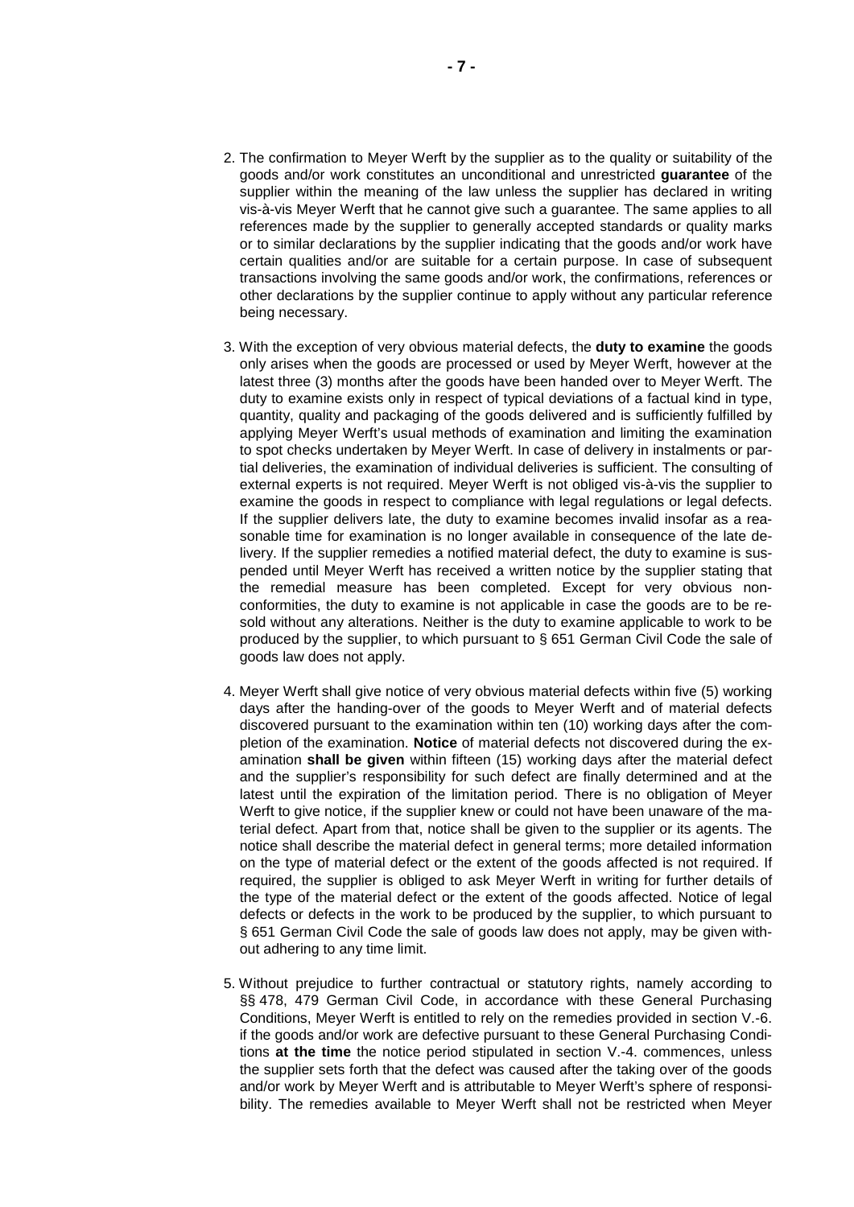2. The confirmation to Meyer Werft by the supplier as to the quality or suitability of the goods and/or work constitutes an unconditional and unrestricted **guarantee** of the supplier within the meaning of the law unless the supplier has declared in writing vis-à-vis Meyer Werft that he cannot give such a guarantee. The same applies to all references made by the supplier to generally accepted standards or quality marks or to similar declarations by the supplier indicating that the goods and/or work have certain qualities and/or are suitable for a certain purpose. In case of subsequent transactions involving the same goods and/or work, the confirmations, references or other declarations by the supplier continue to apply without any particular reference being necessary.

3. With the exception of very obvious material defects, the **duty to examine** the goods only arises when the goods are processed or used by Meyer Werft, however at the latest three (3) months after the goods have been handed over to Meyer Werft. The duty to examine exists only in respect of typical deviations of a factual kind in type, quantity, quality and packaging of the goods delivered and is sufficiently fulfilled by applying Meyer Werft's usual methods of examination and limiting the examination to spot checks undertaken by Meyer Werft. In case of delivery in instalments or partial deliveries, the examination of individual deliveries is sufficient. The consulting of external experts is not required. Meyer Werft is not obliged vis-à-vis the supplier to examine the goods in respect to compliance with legal regulations or legal defects. If the supplier delivers late, the duty to examine becomes invalid insofar as a reasonable time for examination is no longer available in consequence of the late delivery. If the supplier remedies a notified material defect, the duty to examine is suspended until Meyer Werft has received a written notice by the supplier stating that the remedial measure has been completed. Except for very obvious non-conformities, the duty to examine is not applicable in case the goods are to be resold without any alterations. Neither is the duty to examine applicable to work to be produced by the supplier, to which pursuant to § 651 German Civil Code the sale of goods law does not apply.

4. Meyer Werft shall give notice of very obvious material defects within five (5) working days after the handing-over of the goods to Meyer Werft and of material defects discovered pursuant to the examination within ten (10) working days after the completion of the examination. **Notice** of material defects not discovered during the examination **shall be given** within fifteen (15) working days after the material defect and the supplier's responsibility for such defect are finally determined and at the latest until the expiration of the limitation period. There is no obligation of Meyer Werft to give notice, if the supplier knew or could not have been unaware of the material defect. Apart from that, notice shall be given to the supplier or its agents. The notice shall describe the material defect in general terms; more detailed information on the type of material defect or the extent of the goods affected is not required. If required, the supplier is obliged to ask Meyer Werft in writing for further details of the type of the material defect or the extent of the goods affected. Notice of legal defects or defects in the work to be produced by the supplier, to which pursuant to § 651 German Civil Code the sale of goods law does not apply, may be given without adhering to any time limit.

5. Without prejudice to further contractual or statutory rights, namely according to §§ 478, 479 German Civil Code, in accordance with these General Purchasing Conditions, Meyer Werft is entitled to rely on the remedies provided in section V.-6. if the goods and/or work are defective pursuant to these General Purchasing Conditions **at the time** the notice period stipulated in section V.-4. commences, unless the supplier sets forth that the defect was caused after the taking over of the goods and/or work by Meyer Werft and is attributable to Meyer Werft's sphere of responsibility. The remedies available to Meyer Werft shall not be restricted when Meyer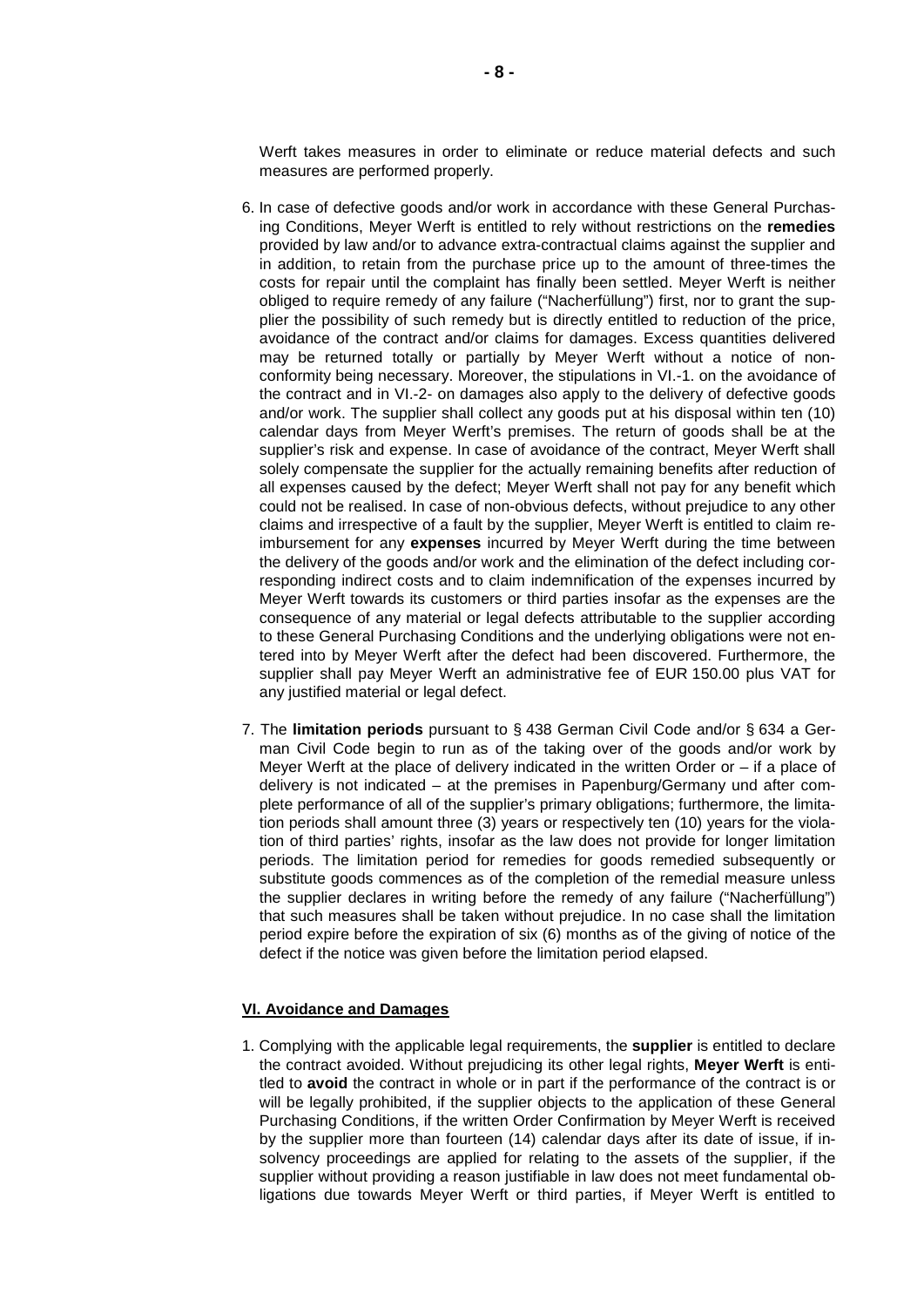Werft takes measures in order to eliminate or reduce material defects and such measures are performed properly.

6. In case of defective goods and/or work in accordance with these General Purchasing Conditions, Meyer Werft is entitled to rely without restrictions on the **remedies** provided by law and/or to advance extra-contractual claims against the supplier and in addition, to retain from the purchase price up to the amount of three-times the costs for repair until the complaint has finally been settled. Meyer Werft is neither obliged to require remedy of any failure ("Nacherfüllung") first, nor to grant the supplier the possibility of such remedy but is directly entitled to reduction of the price, avoidance of the contract and/or claims for damages. Excess quantities delivered may be returned totally or partially by Meyer Werft without a notice of non-conformity being necessary. Moreover, the stipulations in VI.-1. on the avoidance of the contract and in VI.-2- on damages also apply to the delivery of defective goods and/or work. The supplier shall collect any goods put at his disposal within ten (10) calendar days from Meyer Werft's premises. The return of goods shall be at the supplier's risk and expense. In case of avoidance of the contract, Meyer Werft shall solely compensate the supplier for the actually remaining benefits after reduction of all expenses caused by the defect; Meyer Werft shall not pay for any benefit which could not be realised. In case of non-obvious defects, without prejudice to any other claims and irrespective of a fault by the supplier, Meyer Werft is entitled to claim reimbursement for any **expenses** incurred by Meyer Werft during the time between the delivery of the goods and/or work and the elimination of the defect including corresponding indirect costs and to claim indemnification of the expenses incurred by Meyer Werft towards its customers or third parties insofar as the expenses are the consequence of any material or legal defects attributable to the supplier according to these General Purchasing Conditions and the underlying obligations were not entered into by Meyer Werft after the defect had been discovered. Furthermore, the supplier shall pay Meyer Werft an administrative fee of EUR 150.00 plus VAT for any justified material or legal defect.

7. The **limitation periods** pursuant to § 438 German Civil Code and/or § 634 a German Civil Code begin to run as of the taking over of the goods and/or work by Meyer Werft at the place of delivery indicated in the written Order or – if a place of delivery is not indicated – at the premises in Papenburg/Germany und after complete performance of all of the supplier's primary obligations; furthermore, the limitation periods shall amount three (3) years or respectively ten (10) years for the violation of third parties' rights, insofar as the law does not provide for longer limitation periods. The limitation period for remedies for goods remedied subsequently or substitute goods commences as of the completion of the remedial measure unless the supplier declares in writing before the remedy of any failure ("Nacherfüllung") that such measures shall be taken without prejudice. In no case shall the limitation period expire before the expiration of six (6) months as of the giving of notice of the defect if the notice was given before the limitation period elapsed.

## VI. Avoidance and Damages

1. Complying with the applicable legal requirements, the **supplier** is entitled to declare the contract avoided. Without prejudicing its other legal rights, **Meyer Werft** is entitled to **avoid** the contract in whole or in part if the performance of the contract is or will be legally prohibited, if the supplier objects to the application of these General Purchasing Conditions, if the written Order Confirmation by Meyer Werft is received by the supplier more than fourteen (14) calendar days after its date of issue, if insolvency proceedings are applied for relating to the assets of the supplier, if the supplier without providing a reason justifiable in law does not meet fundamental obligations due towards Meyer Werft or third parties, if Meyer Werft is entitled to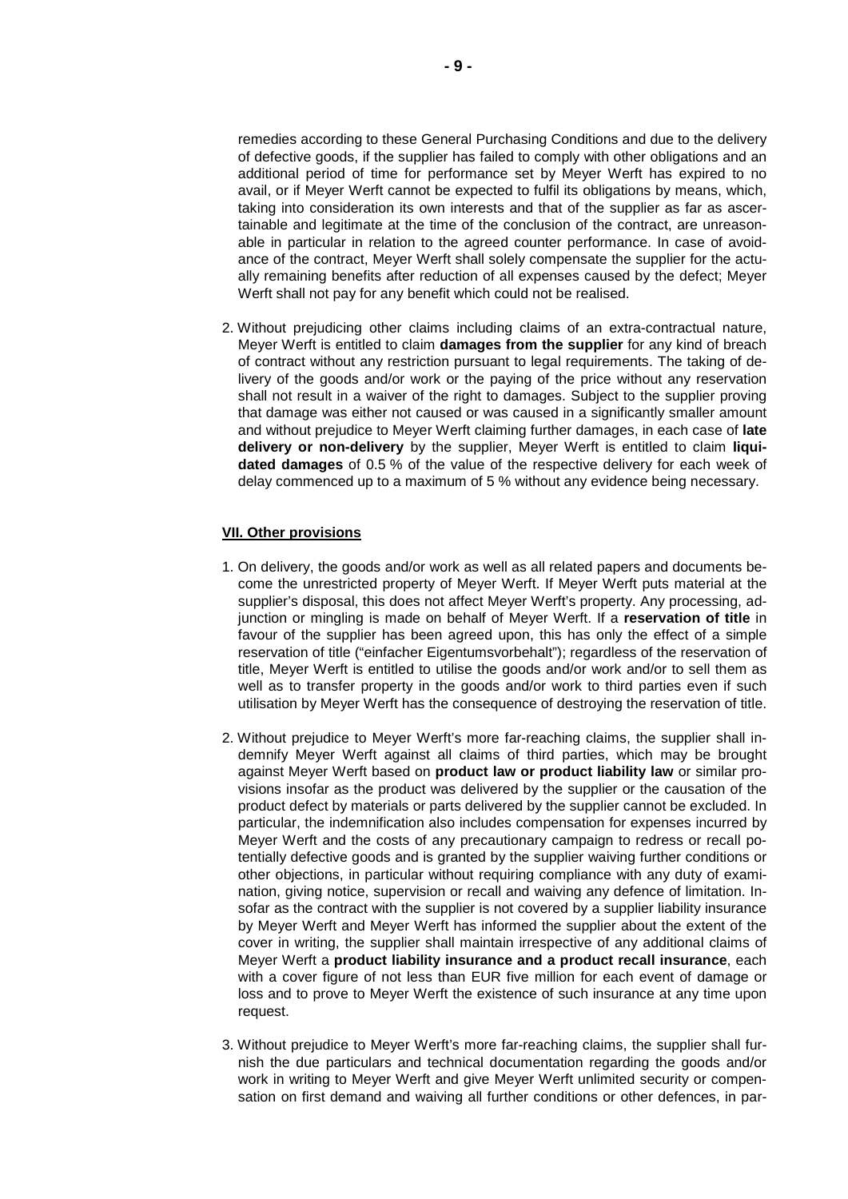remedies according to these General Purchasing Conditions and due to the delivery of defective goods, if the supplier has failed to comply with other obligations and an additional period of time for performance set by Meyer Werft has expired to no avail, or if Meyer Werft cannot be expected to fulfil its obligations by means, which, taking into consideration its own interests and that of the supplier as far as ascertainable and legitimate at the time of the conclusion of the contract, are unreasonable in particular in relation to the agreed counter performance. In case of avoidance of the contract, Meyer Werft shall solely compensate the supplier for the actually remaining benefits after reduction of all expenses caused by the defect; Meyer Werft shall not pay for any benefit which could not be realised.

2. Without prejudicing other claims including claims of an extra-contractual nature, Meyer Werft is entitled to claim **damages from the supplier** for any kind of breach of contract without any restriction pursuant to legal requirements. The taking of delivery of the goods and/or work or the paying of the price without any reservation shall not result in a waiver of the right to damages. Subject to the supplier proving that damage was either not caused or was caused in a significantly smaller amount and without prejudice to Meyer Werft claiming further damages, in each case of **late delivery or non-delivery** by the supplier, Meyer Werft is entitled to claim **liquidated damages** of 0.5 % of the value of the respective delivery for each week of delay commenced up to a maximum of 5 % without any evidence being necessary.

## VII. Other provisions

1. On delivery, the goods and/or work as well as all related papers and documents become the unrestricted property of Meyer Werft. If Meyer Werft puts material at the supplier's disposal, this does not affect Meyer Werft's property. Any processing, adjunction or mingling is made on behalf of Meyer Werft. If a **reservation of title** in favour of the supplier has been agreed upon, this has only the effect of a simple reservation of title ("einfacher Eigentumsvorbehalt"); regardless of the reservation of title, Meyer Werft is entitled to utilise the goods and/or work and/or to sell them as well as to transfer property in the goods and/or work to third parties even if such utilisation by Meyer Werft has the consequence of destroying the reservation of title.

2. Without prejudice to Meyer Werft's more far-reaching claims, the supplier shall indemnify Meyer Werft against all claims of third parties, which may be brought against Meyer Werft based on **product law or product liability law** or similar provisions insofar as the product was delivered by the supplier or the causation of the product defect by materials or parts delivered by the supplier cannot be excluded. In particular, the indemnification also includes compensation for expenses incurred by Meyer Werft and the costs of any precautionary campaign to redress or recall potentially defective goods and is granted by the supplier waiving further conditions or other objections, in particular without requiring compliance with any duty of examination, giving notice, supervision or recall and waiving any defence of limitation. Insofar as the contract with the supplier is not covered by a supplier liability insurance by Meyer Werft and Meyer Werft has informed the supplier about the extent of the cover in writing, the supplier shall maintain irrespective of any additional claims of Meyer Werft a **product liability insurance and a product recall insurance**, each with a cover figure of not less than EUR five million for each event of damage or loss and to prove to Meyer Werft the existence of such insurance at any time upon request.

3. Without prejudice to Meyer Werft's more far-reaching claims, the supplier shall furnish the due particulars and technical documentation regarding the goods and/or work in writing to Meyer Werft and give Meyer Werft unlimited security or compensation on first demand and waiving all further conditions or other defences, in par-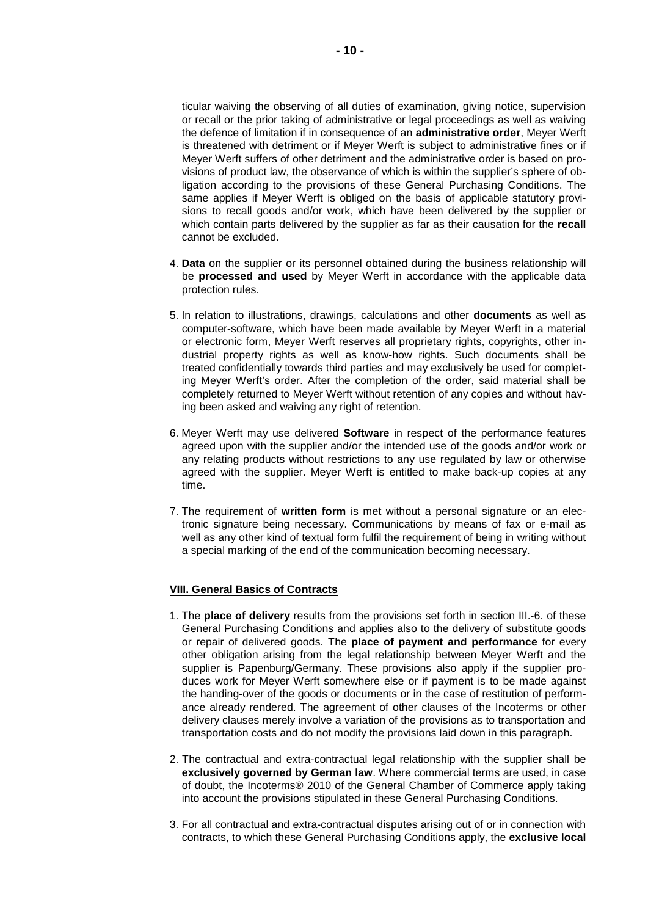ticular waiving the observing of all duties of examination, giving notice, supervision or recall or the prior taking of administrative or legal proceedings as well as waiving the defence of limitation if in consequence of an **administrative order**, Meyer Werft is threatened with detriment or if Meyer Werft is subject to administrative fines or if Meyer Werft suffers of other detriment and the administrative order is based on provisions of product law, the observance of which is within the supplier's sphere of obligation according to the provisions of these General Purchasing Conditions. The same applies if Meyer Werft is obliged on the basis of applicable statutory provisions to recall goods and/or work, which have been delivered by the supplier or which contain parts delivered by the supplier as far as their causation for the **recall** cannot be excluded.

4. **Data** on the supplier or its personnel obtained during the business relationship will be **processed and used** by Meyer Werft in accordance with the applicable data protection rules.

5. In relation to illustrations, drawings, calculations and other **documents** as well as computer-software, which have been made available by Meyer Werft in a material or electronic form, Meyer Werft reserves all proprietary rights, copyrights, other industrial property rights as well as know-how rights. Such documents shall be treated confidentially towards third parties and may exclusively be used for completing Meyer Werft's order. After the completion of the order, said material shall be completely returned to Meyer Werft without retention of any copies and without having been asked and waiving any right of retention.

6. Meyer Werft may use delivered **Software** in respect of the performance features agreed upon with the supplier and/or the intended use of the goods and/or work or any relating products without restrictions to any use regulated by law or otherwise agreed with the supplier. Meyer Werft is entitled to make back-up copies at any time.

7. The requirement of **written form** is met without a personal signature or an electronic signature being necessary. Communications by means of fax or e-mail as well as any other kind of textual form fulfil the requirement of being in writing without a special marking of the end of the communication becoming necessary.

## VIII. General Basics of Contracts

1. The **place of delivery** results from the provisions set forth in section III.-6. of these General Purchasing Conditions and applies also to the delivery of substitute goods or repair of delivered goods. The **place of payment and performance** for every other obligation arising from the legal relationship between Meyer Werft and the supplier is Papenburg/Germany. These provisions also apply if the supplier produces work for Meyer Werft somewhere else or if payment is to be made against the handing-over of the goods or documents or in the case of restitution of performance already rendered. The agreement of other clauses of the Incoterms or other delivery clauses merely involve a variation of the provisions as to transportation and transportation costs and do not modify the provisions laid down in this paragraph.

2. The contractual and extra-contractual legal relationship with the supplier shall be **exclusively governed by German law**. Where commercial terms are used, in case of doubt, the Incoterms® 2010 of the General Chamber of Commerce apply taking into account the provisions stipulated in these General Purchasing Conditions.

3. For all contractual and extra-contractual disputes arising out of or in connection with contracts, to which these General Purchasing Conditions apply, the **exclusive local**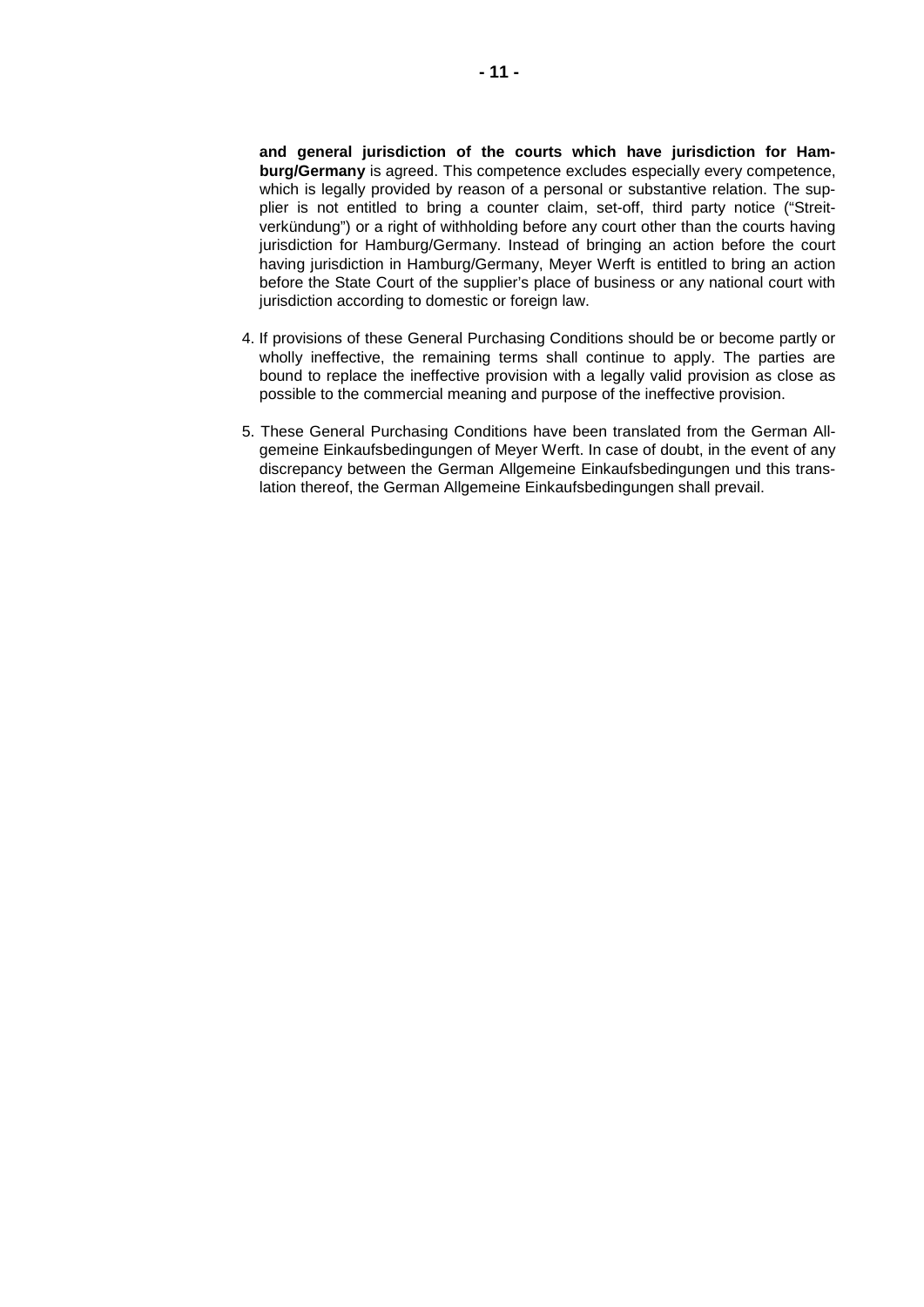**and general jurisdiction of the courts which have jurisdiction for Hamburg/Germany** is agreed. This competence excludes especially every competence, which is legally provided by reason of a personal or substantive relation. The supplier is not entitled to bring a counter claim, set-off, third party notice ("Streitverkündung") or a right of withholding before any court other than the courts having jurisdiction for Hamburg/Germany. Instead of bringing an action before the court having jurisdiction in Hamburg/Germany, Meyer Werft is entitled to bring an action before the State Court of the supplier's place of business or any national court with jurisdiction according to domestic or foreign law.

4. If provisions of these General Purchasing Conditions should be or become partly or wholly ineffective, the remaining terms shall continue to apply. The parties are bound to replace the ineffective provision with a legally valid provision as close as possible to the commercial meaning and purpose of the ineffective provision.

5. These General Purchasing Conditions have been translated from the German Allgemeine Einkaufsbedingungen of Meyer Werft. In case of doubt, in the event of any discrepancy between the German Allgemeine Einkaufsbedingungen und this translation thereof, the German Allgemeine Einkaufsbedingungen shall prevail.